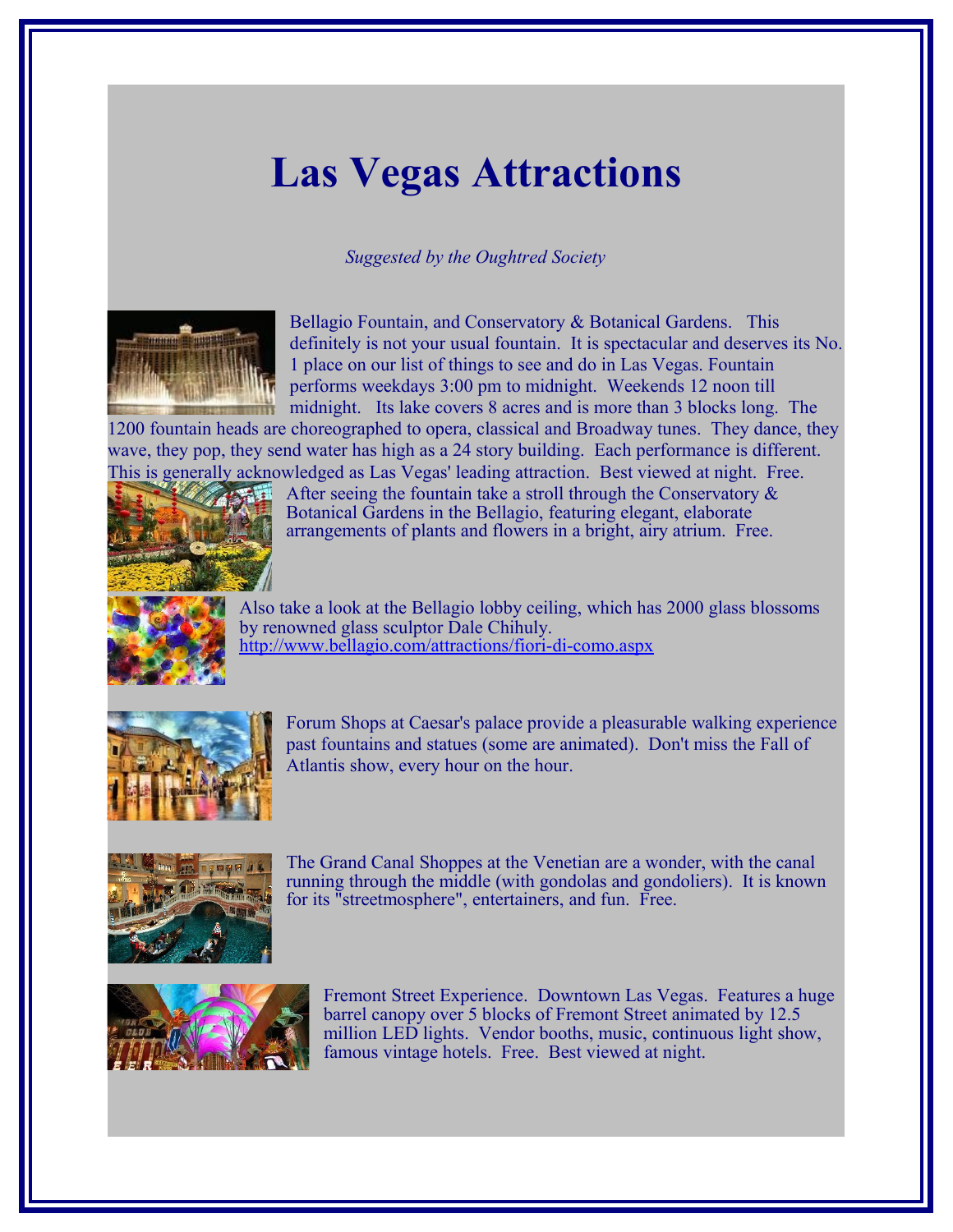# Las Vegas Attractions

*Suggested by the Oughtred Society*

Bellagio Fountain, and Conservatory & Botanical Gardens. This definitely is not your usual fountain. It is spectacular and deserves its No. 1 place on our list of things to see and do in Las Vegas. Fountain performs weekdays 3:00 pm to midnight. Weekends 12 noon till midnight. Its lake covers 8 acres and is more than 3 blocks long. The 1200 fountain heads are choreographed to opera, classical and Broadway tunes. They dance, they wave, they pop, they send water has high as a 24 story building. Each performance is different. This is generally acknowledged as Las Vegas' leading attraction. Best viewed at night. Free.

After seeing the fountain take a stroll through the Conservatory & Botanical Gardens in the Bellagio, featuring elegant, elaborate arrangements of plants and flowers in a bright, airy atrium. Free.

Also take a look at the Bellagio lobby ceiling, which has 2000 glass blossoms by renowned glass sculptor Dale Chihuly.
http://www.bellagio.com/attractions/fiori-di-como.aspx

Forum Shops at Caesar's palace provide a pleasurable walking experience past fountains and statues (some are animated). Don't miss the Fall of Atlantis show, every hour on the hour.

The Grand Canal Shoppes at the Venetian are a wonder, with the canal running through the middle (with gondolas and gondoliers). It is known for its "streetmosphere", entertainers, and fun. Free.

Fremont Street Experience. Downtown Las Vegas. Features a huge barrel canopy over 5 blocks of Fremont Street animated by 12.5 million LED lights. Vendor booths, music, continuous light show, famous vintage hotels. Free. Best viewed at night.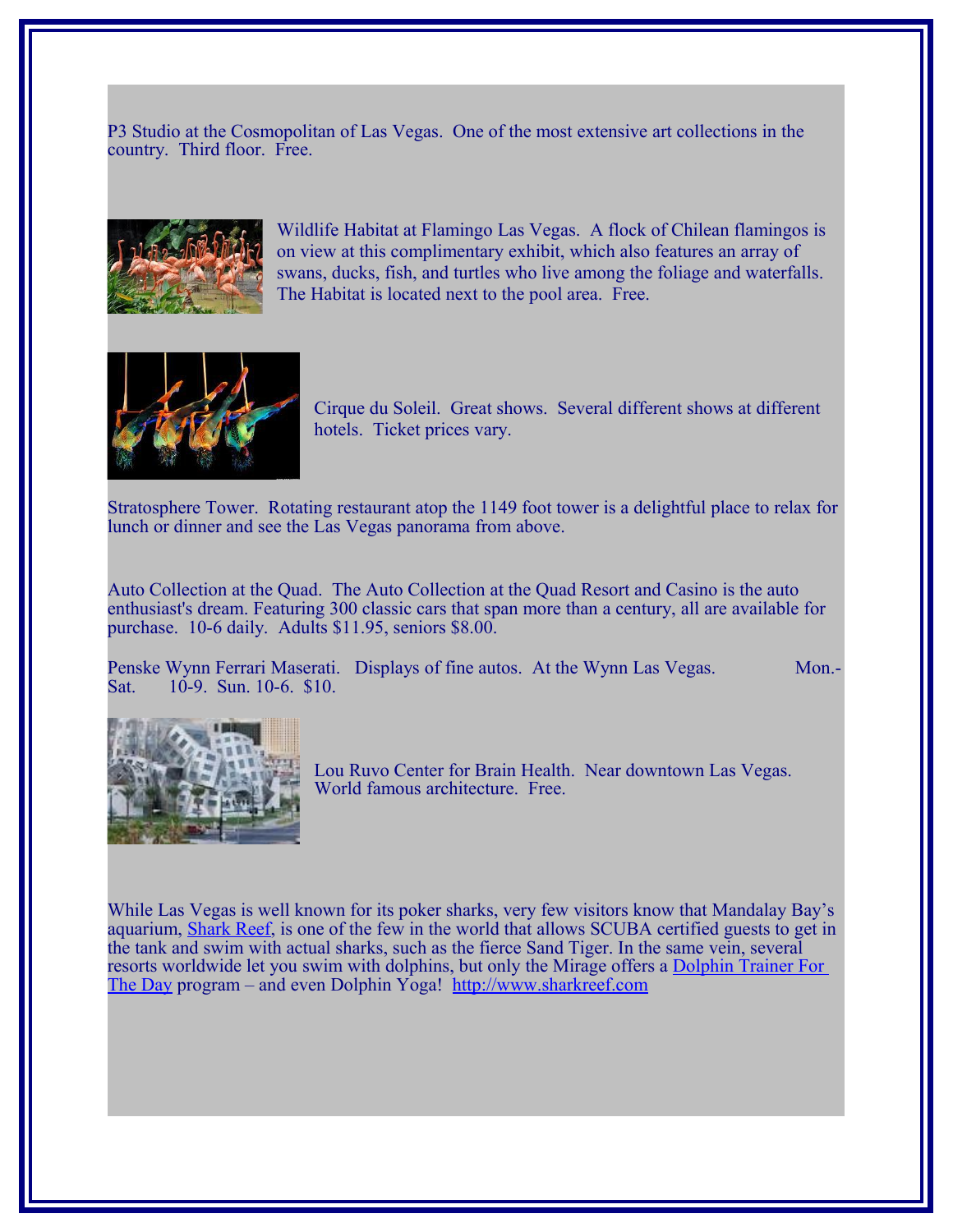P3 Studio at the Cosmopolitan of Las Vegas. One of the most extensive art collections in the country. Third floor. Free.

Wildlife Habitat at Flamingo Las Vegas. A flock of Chilean flamingos is on view at this complimentary exhibit, which also features an array of swans, ducks, fish, and turtles who live among the foliage and waterfalls. The Habitat is located next to the pool area. Free.

Cirque du Soleil. Great shows. Several different shows at different hotels. Ticket prices vary.

Stratosphere Tower. Rotating restaurant atop the 1149 foot tower is a delightful place to relax for lunch or dinner and see the Las Vegas panorama from above.

Auto Collection at the Quad. The Auto Collection at the Quad Resort and Casino is the auto enthusiast's dream. Featuring 300 classic cars that span more than a century, all are available for purchase. 10-6 daily. Adults $11.95, seniors $8.00.

Penske Wynn Ferrari Maserati. Displays of fine autos. At the Wynn Las Vegas. Mon.-Sat. 10-9. Sun. 10-6. $10.

Lou Ruvo Center for Brain Health. Near downtown Las Vegas. World famous architecture. Free.

While Las Vegas is well known for its poker sharks, very few visitors know that Mandalay Bay's aquarium, [Shark Reef](http://www.sharkreef.com), is one of the few in the world that allows SCUBA certified guests to get in the tank and swim with actual sharks, such as the fierce Sand Tiger. In the same vein, several resorts worldwide let you swim with dolphins, but only the Mirage offers a Dolphin Trainer For The Day program – and even Dolphin Yoga! http://www.sharkreef.com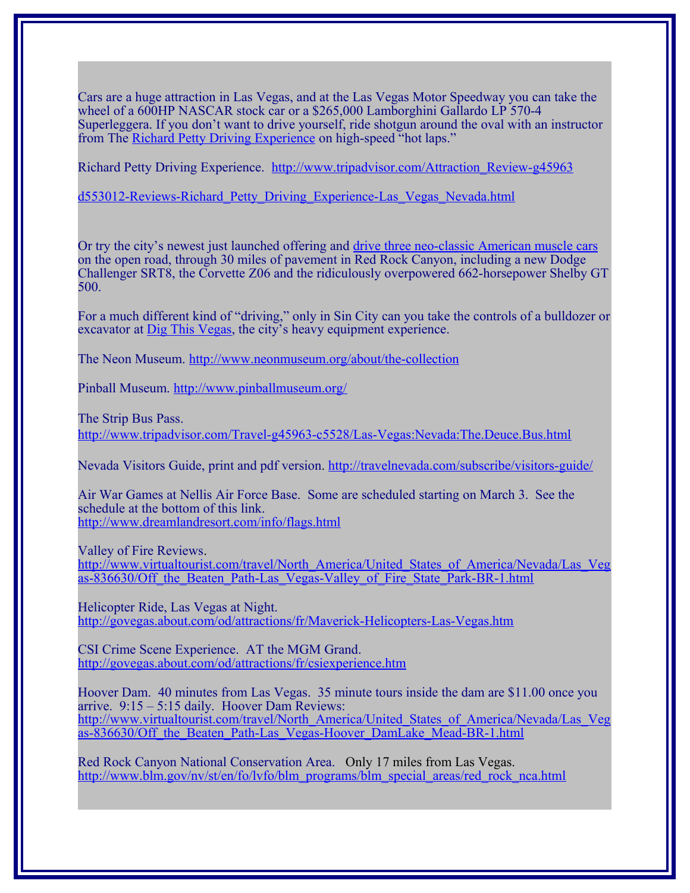Cars are a huge attraction in Las Vegas, and at the Las Vegas Motor Speedway you can take the wheel of a 600HP NASCAR stock car or a $265,000 Lamborghini Gallardo LP 570-4 Superleggera. If you don't want to drive yourself, ride shotgun around the oval with an instructor from The Richard Petty Driving Experience on high-speed "hot laps."

Richard Petty Driving Experience. http://www.tripadvisor.com/Attraction_Review-g45963 d553012-Reviews-Richard_Petty_Driving_Experience-Las_Vegas_Nevada.html

Or try the city's newest just launched offering and drive three neo-classic American muscle cars on the open road, through 30 miles of pavement in Red Rock Canyon, including a new Dodge Challenger SRT8, the Corvette Z06 and the ridiculously overpowered 662-horsepower Shelby GT 500.

For a much different kind of "driving," only in Sin City can you take the controls of a bulldozer or excavator at Dig This Vegas, the city's heavy equipment experience.

The Neon Museum. http://www.neonmuseum.org/about/the-collection

Pinball Museum. http://www.pinballmuseum.org/

The Strip Bus Pass.
http://www.tripadvisor.com/Travel-g45963-c5528/Las-Vegas:Nevada:The.Deuce.Bus.html

Nevada Visitors Guide, print and pdf version. http://travelnevada.com/subscribe/visitors-guide/

Air War Games at Nellis Air Force Base. Some are scheduled starting on March 3. See the schedule at the bottom of this link.
http://www.dreamlandresort.com/info/flags.html

Valley of Fire Reviews.
http://www.virtualtourist.com/travel/North_America/United_States_of_America/Nevada/Las_Vegas-836630/Off_the_Beaten_Path-Las_Vegas-Valley_of_Fire_State_Park-BR-1.html

Helicopter Ride, Las Vegas at Night.
http://govegas.about.com/od/attractions/fr/Maverick-Helicopters-Las-Vegas.htm

CSI Crime Scene Experience. AT the MGM Grand.
http://govegas.about.com/od/attractions/fr/csiexperience.htm

Hoover Dam. 40 minutes from Las Vegas. 35 minute tours inside the dam are $11.00 once you arrive. 9:15 – 5:15 daily. Hoover Dam Reviews:
http://www.virtualtourist.com/travel/North_America/United_States_of_America/Nevada/Las_Vegas-836630/Off_the_Beaten_Path-Las_Vegas-Hoover_DamLake_Mead-BR-1.html

Red Rock Canyon National Conservation Area. Only 17 miles from Las Vegas.
http://www.blm.gov/nv/st/en/fo/lvfo/blm_programs/blm_special_areas/red_rock_nca.html